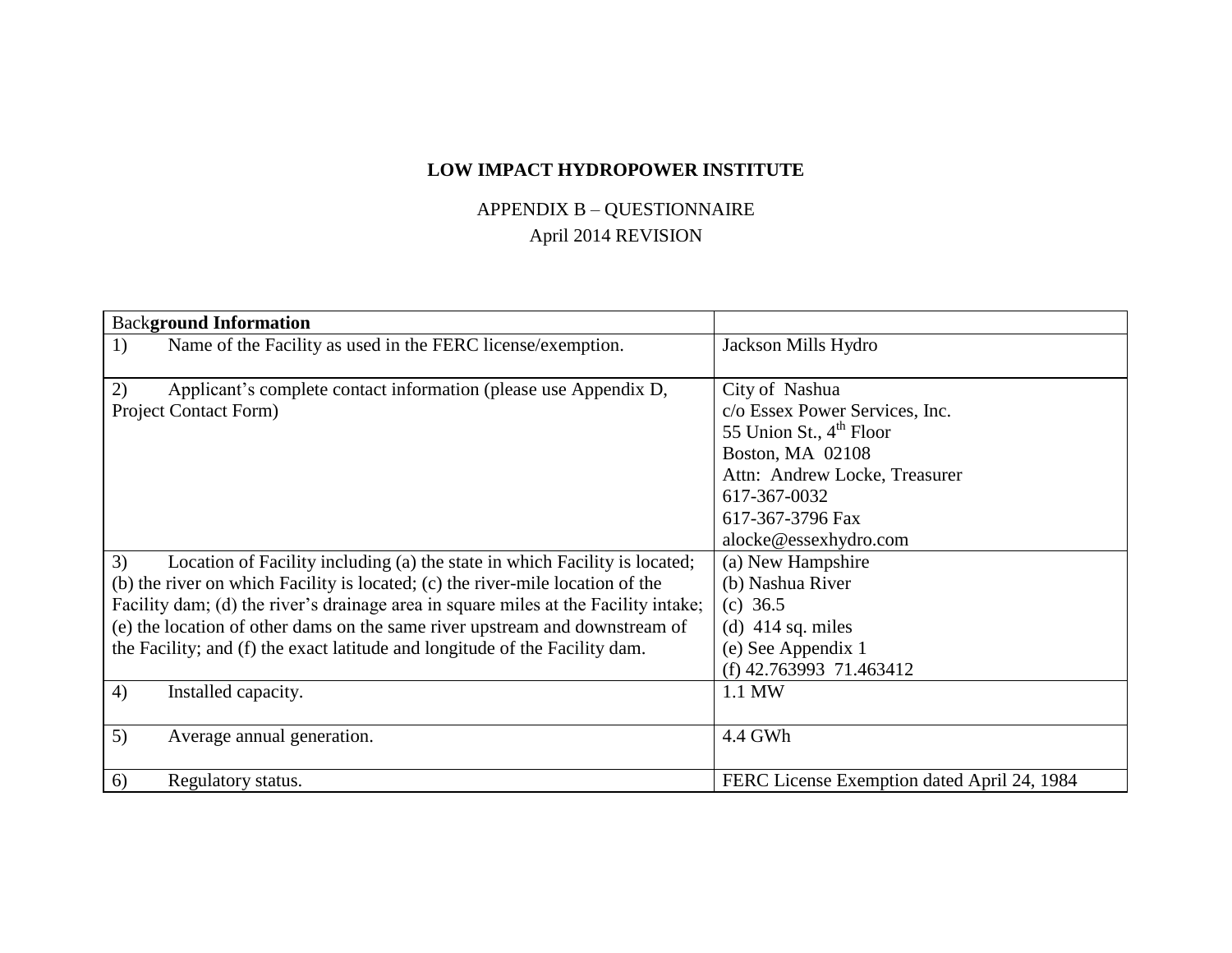**LOW IMPACT HYDROPOWER INSTITUTE**

APPENDIX B – QUESTIONNAIRE
April 2014 REVISION

| Background Information | |
|---|---|
| 1) Name of the Facility as used in the FERC license/exemption. | Jackson Mills Hydro |
| 2) Applicant's complete contact information (please use Appendix D, Project Contact Form) | City of Nashua<br>c/o Essex Power Services, Inc.<br>55 Union St., 4th Floor<br>Boston, MA 02108<br>Attn: Andrew Locke, Treasurer<br>617-367-0032<br>617-367-3796 Fax<br>alocke@essexhydro.com |
| 3) Location of Facility including (a) the state in which Facility is located; (b) the river on which Facility is located; (c) the river-mile location of the Facility dam; (d) the river's drainage area in square miles at the Facility intake; (e) the location of other dams on the same river upstream and downstream of the Facility; and (f) the exact latitude and longitude of the Facility dam. | (a) New Hampshire<br>(b) Nashua River<br>(c) 36.5<br>(d) 414 sq. miles<br>(e) See Appendix 1<br>(f) 42.763993 71.463412 |
| 4) Installed capacity. | 1.1 MW |
| 5) Average annual generation. | 4.4 GWh |
| 6) Regulatory status. | FERC License Exemption dated April 24, 1984 |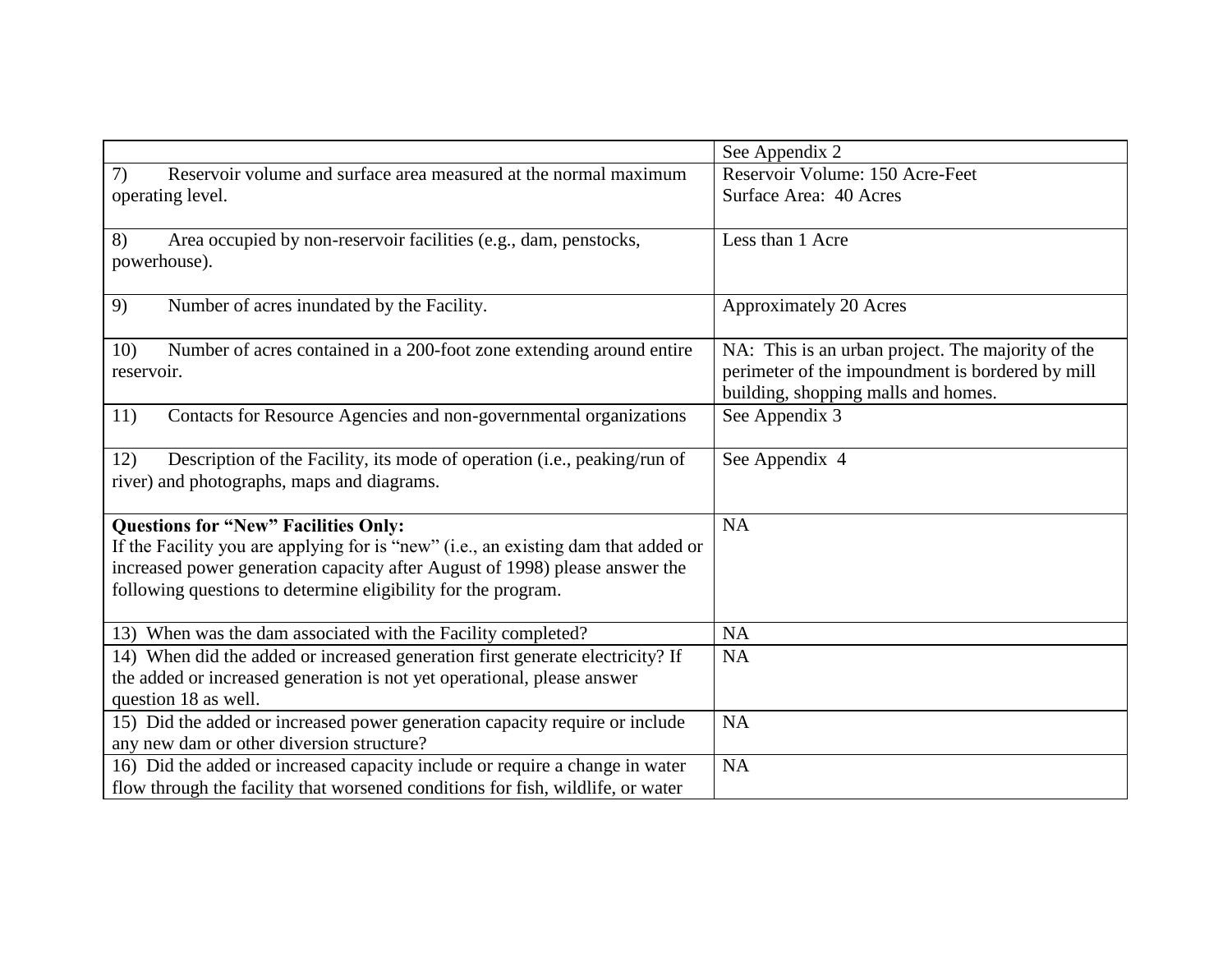| | |
|---|---|
| | See Appendix 2 |
| 7) Reservoir volume and surface area measured at the normal maximum operating level. | Reservoir Volume: 150 Acre-Feet<br>Surface Area: 40 Acres |
| 8) Area occupied by non-reservoir facilities (e.g., dam, penstocks, powerhouse). | Less than 1 Acre |
| 9) Number of acres inundated by the Facility. | Approximately 20 Acres |
| 10) Number of acres contained in a 200-foot zone extending around entire reservoir. | NA: This is an urban project. The majority of the perimeter of the impoundment is bordered by mill building, shopping malls and homes. |
| 11) Contacts for Resource Agencies and non-governmental organizations | See Appendix 3 |
| 12) Description of the Facility, its mode of operation (i.e., peaking/run of river) and photographs, maps and diagrams. | See Appendix 4 |
| **Questions for "New" Facilities Only:**<br>If the Facility you are applying for is "new" (i.e., an existing dam that added or increased power generation capacity after August of 1998) please answer the following questions to determine eligibility for the program. | NA |
| 13) When was the dam associated with the Facility completed? | NA |
| 14) When did the added or increased generation first generate electricity? If the added or increased generation is not yet operational, please answer question 18 as well. | NA |
| 15) Did the added or increased power generation capacity require or include any new dam or other diversion structure? | NA |
| 16) Did the added or increased capacity include or require a change in water flow through the facility that worsened conditions for fish, wildlife, or water | NA |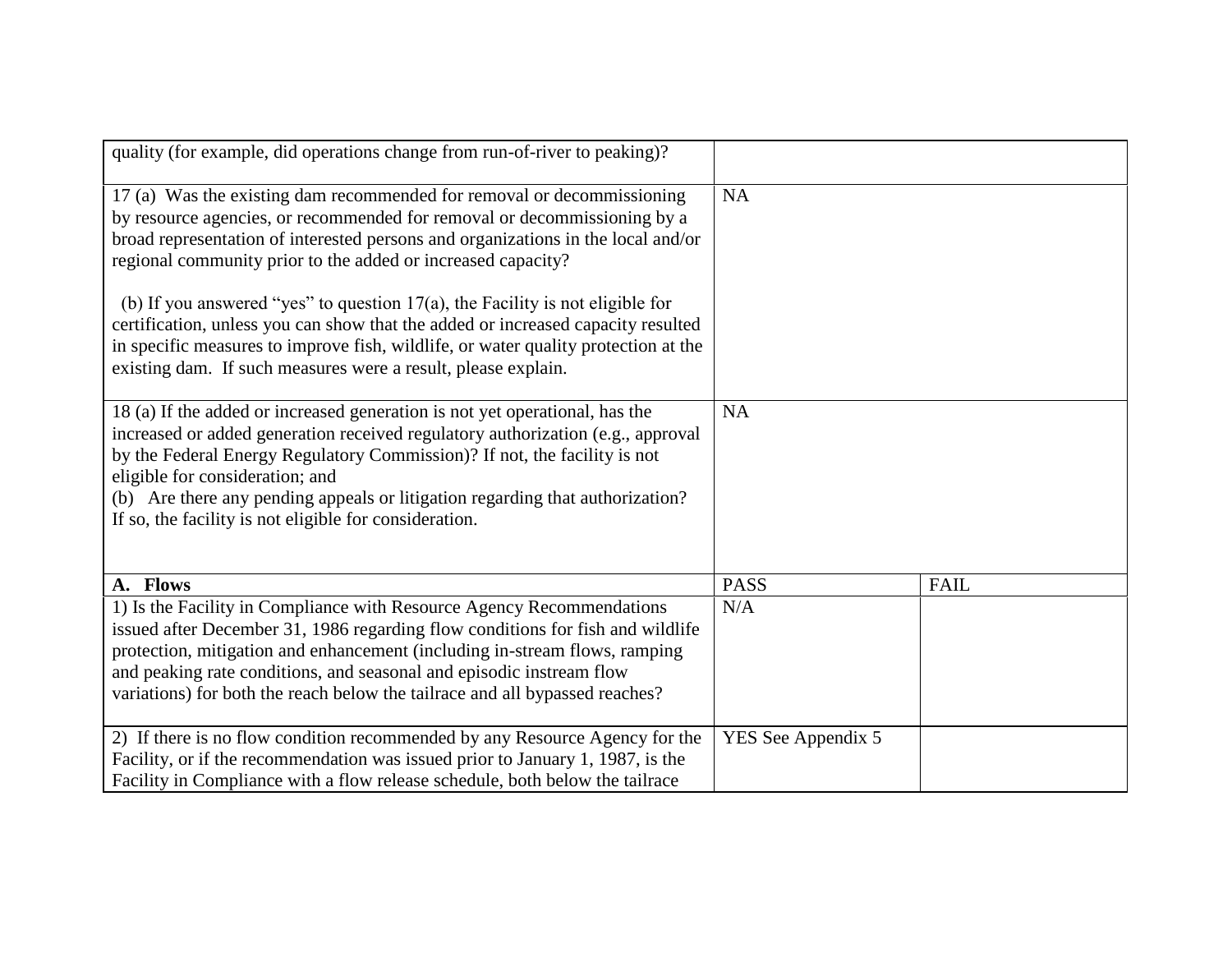| | | |
|---|---|---|
| quality (for example, did operations change from run-of-river to peaking)? | | |
| 17 (a) Was the existing dam recommended for removal or decommissioning by resource agencies, or recommended for removal or decommissioning by a broad representation of interested persons and organizations in the local and/or regional community prior to the added or increased capacity?<br><br>(b) If you answered "yes" to question 17(a), the Facility is not eligible for certification, unless you can show that the added or increased capacity resulted in specific measures to improve fish, wildlife, or water quality protection at the existing dam. If such measures were a result, please explain. | NA | |
| 18 (a) If the added or increased generation is not yet operational, has the increased or added generation received regulatory authorization (e.g., approval by the Federal Energy Regulatory Commission)? If not, the facility is not eligible for consideration; and<br>(b) Are there any pending appeals or litigation regarding that authorization? If so, the facility is not eligible for consideration. | NA | |
| **A. Flows** | PASS | FAIL |
| 1) Is the Facility in Compliance with Resource Agency Recommendations issued after December 31, 1986 regarding flow conditions for fish and wildlife protection, mitigation and enhancement (including in-stream flows, ramping and peaking rate conditions, and seasonal and episodic instream flow variations) for both the reach below the tailrace and all bypassed reaches? | N/A | |
| 2) If there is no flow condition recommended by any Resource Agency for the Facility, or if the recommendation was issued prior to January 1, 1987, is the Facility in Compliance with a flow release schedule, both below the tailrace | YES See Appendix 5 | |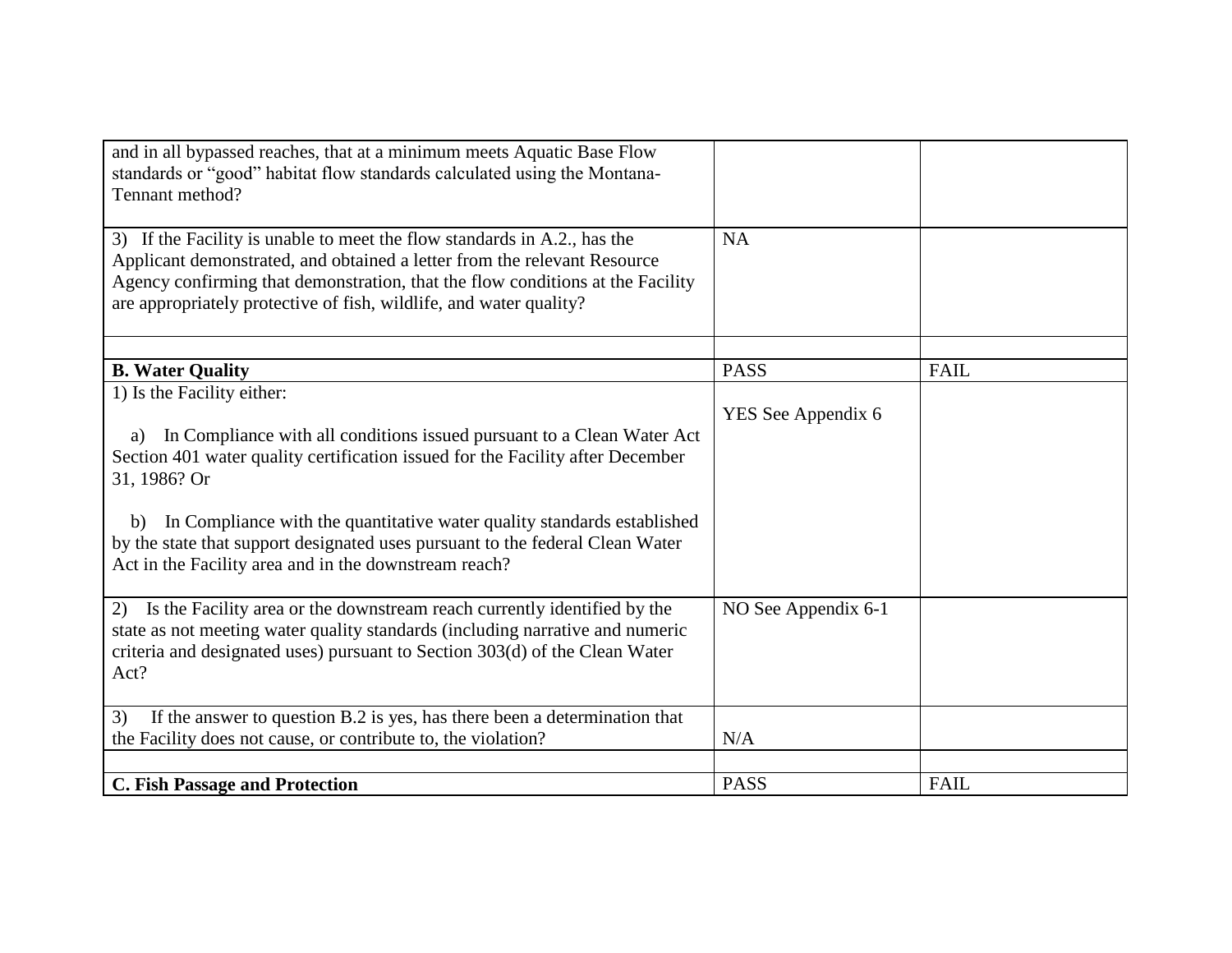| | | |
|---|---|---|
| and in all bypassed reaches, that at a minimum meets Aquatic Base Flow standards or "good" habitat flow standards calculated using the Montana-Tennant method? | | |
| 3) If the Facility is unable to meet the flow standards in A.2., has the Applicant demonstrated, and obtained a letter from the relevant Resource Agency confirming that demonstration, that the flow conditions at the Facility are appropriately protective of fish, wildlife, and water quality? | NA | |
| | | |
| **B. Water Quality** | PASS | FAIL |
| 1) Is the Facility either:<br><br>a) In Compliance with all conditions issued pursuant to a Clean Water Act Section 401 water quality certification issued for the Facility after December 31, 1986? Or<br><br>b) In Compliance with the quantitative water quality standards established by the state that support designated uses pursuant to the federal Clean Water Act in the Facility area and in the downstream reach? | YES See Appendix 6 | |
| 2) Is the Facility area or the downstream reach currently identified by the state as not meeting water quality standards (including narrative and numeric criteria and designated uses) pursuant to Section 303(d) of the Clean Water Act? | NO See Appendix 6-1 | |
| 3) If the answer to question B.2 is yes, has there been a determination that the Facility does not cause, or contribute to, the violation? | N/A | |
| | | |
| **C. Fish Passage and Protection** | PASS | FAIL |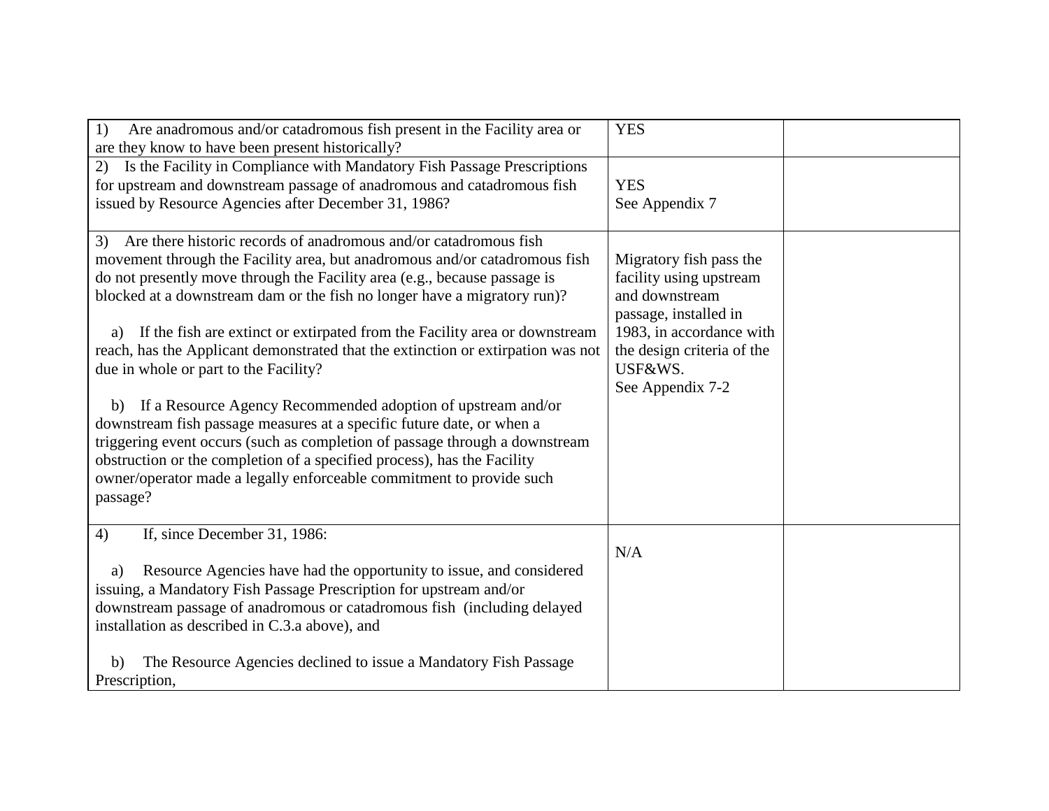| | | |
|---|---|---|
| 1) Are anadromous and/or catadromous fish present in the Facility area or are they know to have been present historically? | YES | |
| 2) Is the Facility in Compliance with Mandatory Fish Passage Prescriptions for upstream and downstream passage of anadromous and catadromous fish issued by Resource Agencies after December 31, 1986? | YES<br>See Appendix 7 | |
| 3) Are there historic records of anadromous and/or catadromous fish movement through the Facility area, but anadromous and/or catadromous fish do not presently move through the Facility area (e.g., because passage is blocked at a downstream dam or the fish no longer have a migratory run)?<br><br>a) If the fish are extinct or extirpated from the Facility area or downstream reach, has the Applicant demonstrated that the extinction or extirpation was not due in whole or part to the Facility?<br><br>b) If a Resource Agency Recommended adoption of upstream and/or downstream fish passage measures at a specific future date, or when a triggering event occurs (such as completion of passage through a downstream obstruction or the completion of a specified process), has the Facility owner/operator made a legally enforceable commitment to provide such passage? | Migratory fish pass the facility using upstream and downstream passage, installed in 1983, in accordance with the design criteria of the USF&WS.<br>See Appendix 7-2 | |
| 4) If, since December 31, 1986:<br><br>a) Resource Agencies have had the opportunity to issue, and considered issuing, a Mandatory Fish Passage Prescription for upstream and/or downstream passage of anadromous or catadromous fish (including delayed installation as described in C.3.a above), and<br><br>b) The Resource Agencies declined to issue a Mandatory Fish Passage Prescription, | N/A | |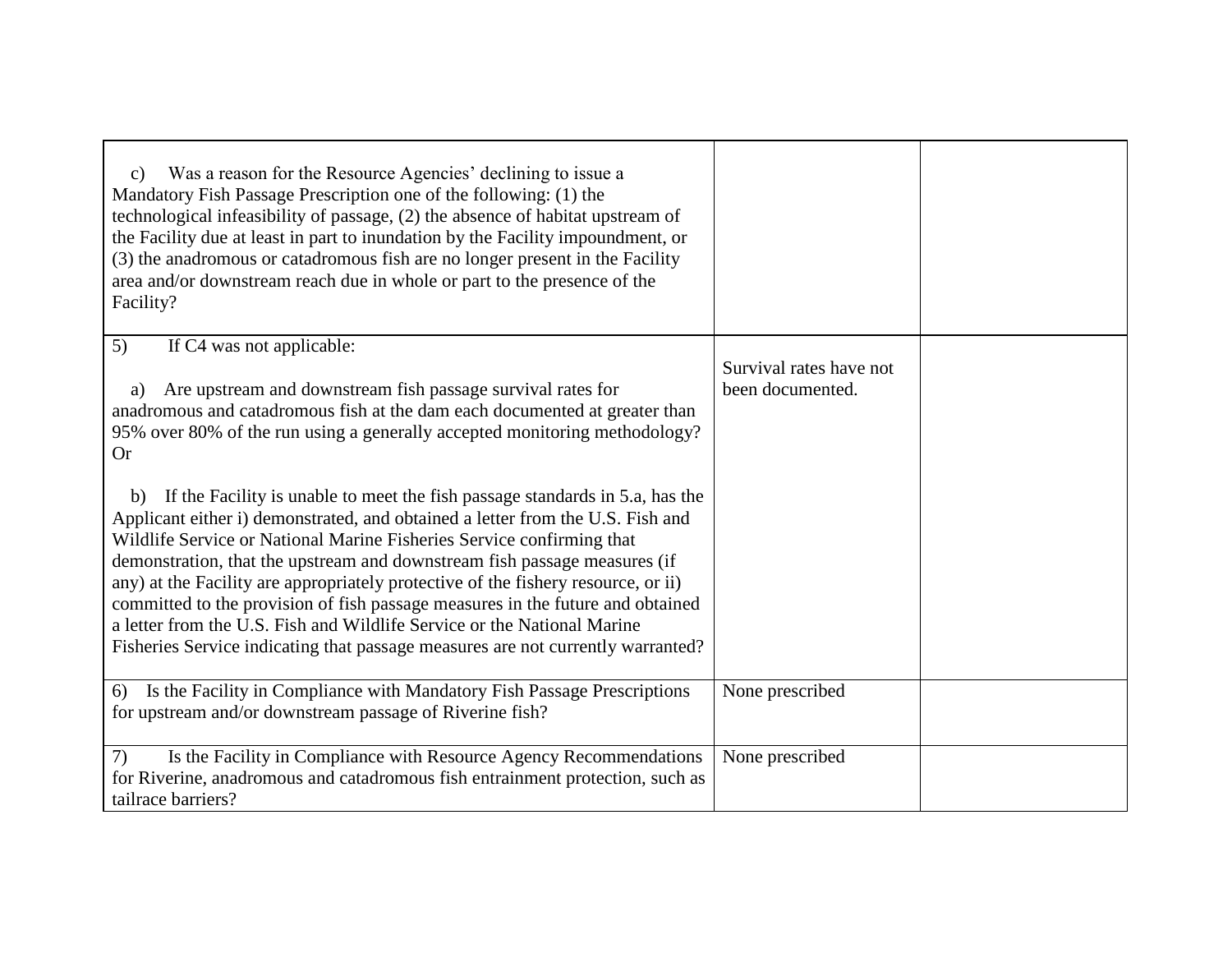| | | |
|---|---|---|
| c) Was a reason for the Resource Agencies' declining to issue a Mandatory Fish Passage Prescription one of the following: (1) the technological infeasibility of passage, (2) the absence of habitat upstream of the Facility due at least in part to inundation by the Facility impoundment, or (3) the anadromous or catadromous fish are no longer present in the Facility area and/or downstream reach due in whole or part to the presence of the Facility? | | |
| 5) If C4 was not applicable:<br><br>a) Are upstream and downstream fish passage survival rates for anadromous and catadromous fish at the dam each documented at greater than 95% over 80% of the run using a generally accepted monitoring methodology? Or<br><br>b) If the Facility is unable to meet the fish passage standards in 5.a, has the Applicant either i) demonstrated, and obtained a letter from the U.S. Fish and Wildlife Service or National Marine Fisheries Service confirming that demonstration, that the upstream and downstream fish passage measures (if any) at the Facility are appropriately protective of the fishery resource, or ii) committed to the provision of fish passage measures in the future and obtained a letter from the U.S. Fish and Wildlife Service or the National Marine Fisheries Service indicating that passage measures are not currently warranted? | Survival rates have not been documented. | |
| 6) Is the Facility in Compliance with Mandatory Fish Passage Prescriptions for upstream and/or downstream passage of Riverine fish? | None prescribed | |
| 7) Is the Facility in Compliance with Resource Agency Recommendations for Riverine, anadromous and catadromous fish entrainment protection, such as tailrace barriers? | None prescribed | |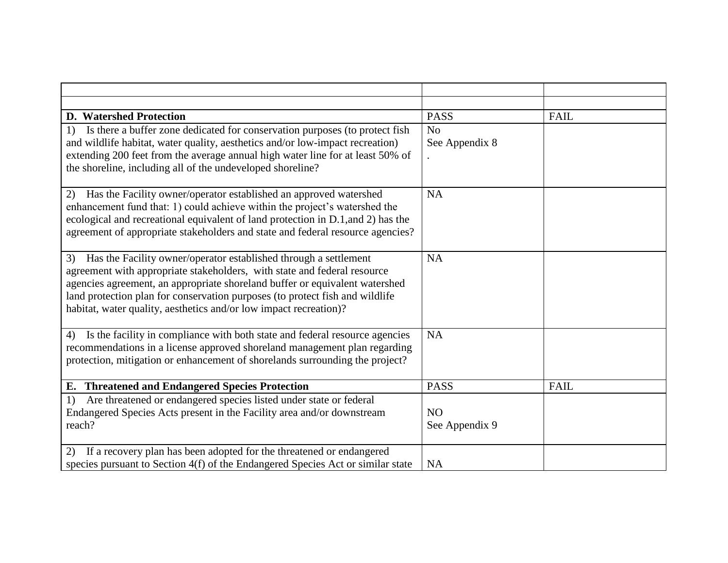| | | |
|---|---|---|
| | | |
| **D. Watershed Protection** | PASS | FAIL |
| 1) Is there a buffer zone dedicated for conservation purposes (to protect fish and wildlife habitat, water quality, aesthetics and/or low-impact recreation) extending 200 feet from the average annual high water line for at least 50% of the shoreline, including all of the undeveloped shoreline? | No<br>See Appendix 8<br>. | |
| 2) Has the Facility owner/operator established an approved watershed enhancement fund that: 1) could achieve within the project's watershed the ecological and recreational equivalent of land protection in D.1,and 2) has the agreement of appropriate stakeholders and state and federal resource agencies? | NA | |
| 3) Has the Facility owner/operator established through a settlement agreement with appropriate stakeholders, with state and federal resource agencies agreement, an appropriate shoreland buffer or equivalent watershed land protection plan for conservation purposes (to protect fish and wildlife habitat, water quality, aesthetics and/or low impact recreation)? | NA | |
| 4) Is the facility in compliance with both state and federal resource agencies recommendations in a license approved shoreland management plan regarding protection, mitigation or enhancement of shorelands surrounding the project? | NA | |
| **E. Threatened and Endangered Species Protection** | PASS | FAIL |
| 1) Are threatened or endangered species listed under state or federal Endangered Species Acts present in the Facility area and/or downstream reach? | NO<br>See Appendix 9 | |
| 2) If a recovery plan has been adopted for the threatened or endangered species pursuant to Section 4(f) of the Endangered Species Act or similar state | NA | |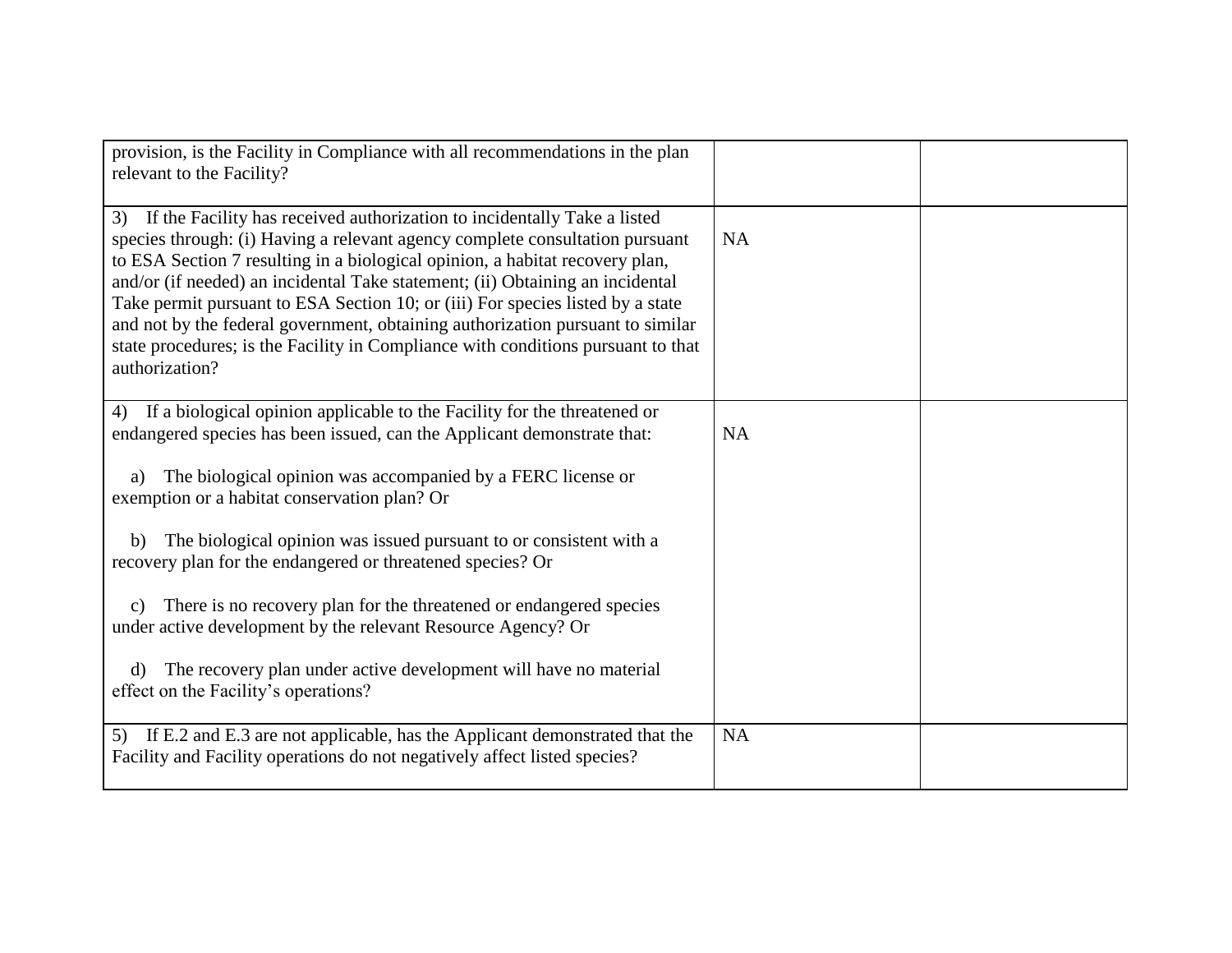| | | |
|---|---|---|
| provision, is the Facility in Compliance with all recommendations in the plan relevant to the Facility? | | |
| 3) If the Facility has received authorization to incidentally Take a listed species through: (i) Having a relevant agency complete consultation pursuant to ESA Section 7 resulting in a biological opinion, a habitat recovery plan, and/or (if needed) an incidental Take statement; (ii) Obtaining an incidental Take permit pursuant to ESA Section 10; or (iii) For species listed by a state and not by the federal government, obtaining authorization pursuant to similar state procedures; is the Facility in Compliance with conditions pursuant to that authorization? | NA | |
| 4) If a biological opinion applicable to the Facility for the threatened or endangered species has been issued, can the Applicant demonstrate that:<br><br>a) The biological opinion was accompanied by a FERC license or exemption or a habitat conservation plan? Or<br><br>b) The biological opinion was issued pursuant to or consistent with a recovery plan for the endangered or threatened species? Or<br><br>c) There is no recovery plan for the threatened or endangered species under active development by the relevant Resource Agency? Or<br><br>d) The recovery plan under active development will have no material effect on the Facility's operations? | NA | |
| 5) If E.2 and E.3 are not applicable, has the Applicant demonstrated that the Facility and Facility operations do not negatively affect listed species? | NA | |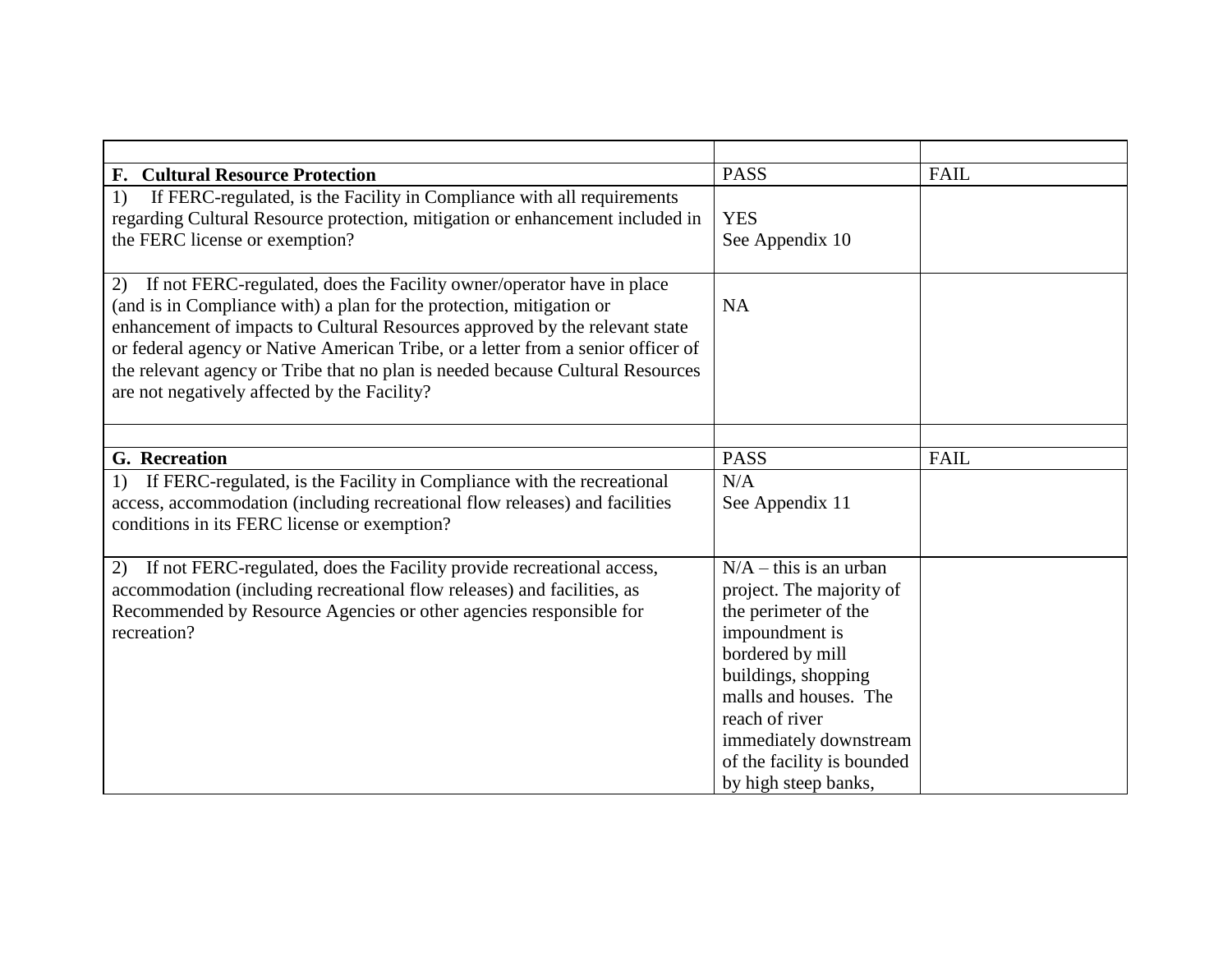| | | |
|---|---|---|
| **F. Cultural Resource Protection** | PASS | FAIL |
| 1) If FERC-regulated, is the Facility in Compliance with all requirements regarding Cultural Resource protection, mitigation or enhancement included in the FERC license or exemption? | YES<br>See Appendix 10 | |
| 2) If not FERC-regulated, does the Facility owner/operator have in place (and is in Compliance with) a plan for the protection, mitigation or enhancement of impacts to Cultural Resources approved by the relevant state or federal agency or Native American Tribe, or a letter from a senior officer of the relevant agency or Tribe that no plan is needed because Cultural Resources are not negatively affected by the Facility? | NA | |
| | | |
| **G. Recreation** | PASS | FAIL |
| 1) If FERC-regulated, is the Facility in Compliance with the recreational access, accommodation (including recreational flow releases) and facilities conditions in its FERC license or exemption? | N/A<br>See Appendix 11 | |
| 2) If not FERC-regulated, does the Facility provide recreational access, accommodation (including recreational flow releases) and facilities, as Recommended by Resource Agencies or other agencies responsible for recreation? | N/A – this is an urban project. The majority of the perimeter of the impoundment is bordered by mill buildings, shopping malls and houses. The reach of river immediately downstream of the facility is bounded by high steep banks, | |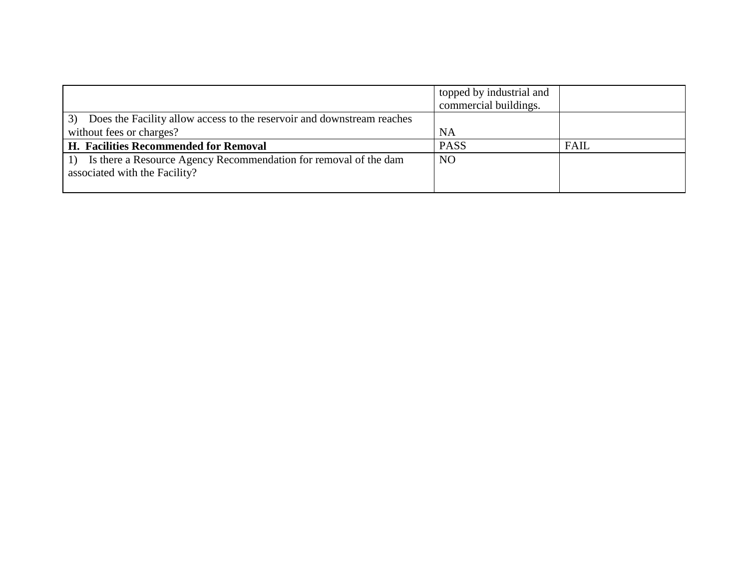| | | |
|---|---|---|
| | topped by industrial and commercial buildings. | |
| 3) Does the Facility allow access to the reservoir and downstream reaches without fees or charges? | NA | |
| **H. Facilities Recommended for Removal** | PASS | FAIL |
| 1) Is there a Resource Agency Recommendation for removal of the dam associated with the Facility? | NO | |